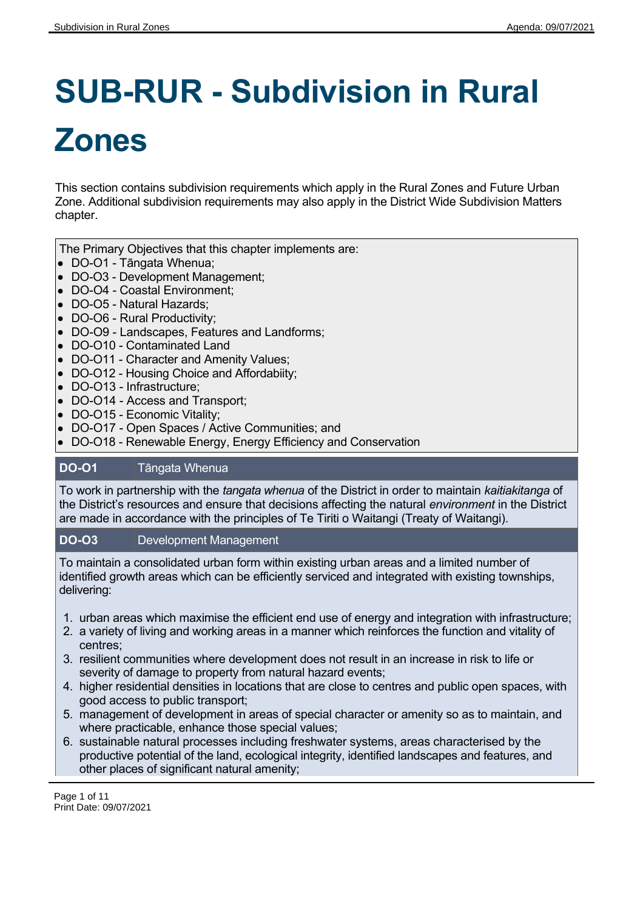# SUB-RUR - Subdivision in Rural Zones

This section contains subdivision requirements which apply in the Rural Zones and Future Urban Zone. Additional subdivision requirements may also apply in the District Wide Subdivision Matters chapter.

The Primary Objectives that this chapter implements are:

- DO-O1 - Tāngata Whenua;
- DO-O3 - Development Management;
- DO-O4 - Coastal Environment;
- DO-O5 - Natural Hazards;
- DO-O6 - Rural Productivity;
- DO-O9 - Landscapes, Features and Landforms;
- DO-O10 - Contaminated Land
- DO-O11 - Character and Amenity Values;
- DO-O12 - Housing Choice and Affordabiity;
- DO-O13 - Infrastructure;
- DO-O14 - Access and Transport;
- DO-O15 - Economic Vitality;
- DO-O17 - Open Spaces / Active Communities; and
- DO-O18 - Renewable Energy, Energy Efficiency and Conservation

| **DO-O1** | Tāngata Whenua |
|---|---|

To work in partnership with the *tangata whenua* of the District in order to maintain *kaitiakitanga* of the District's resources and ensure that decisions affecting the natural *environment* in the District are made in accordance with the principles of Te Tiriti o Waitangi (Treaty of Waitangi).

| **DO-O3** | Development Management |
|---|---|

To maintain a consolidated urban form within existing urban areas and a limited number of identified growth areas which can be efficiently serviced and integrated with existing townships, delivering:

1. urban areas which maximise the efficient end use of energy and integration with infrastructure;
2. a variety of living and working areas in a manner which reinforces the function and vitality of centres;
3. resilient communities where development does not result in an increase in risk to life or severity of damage to property from natural hazard events;
4. higher residential densities in locations that are close to centres and public open spaces, with good access to public transport;
5. management of development in areas of special character or amenity so as to maintain, and where practicable, enhance those special values;
6. sustainable natural processes including freshwater systems, areas characterised by the productive potential of the land, ecological integrity, identified landscapes and features, and other places of significant natural amenity;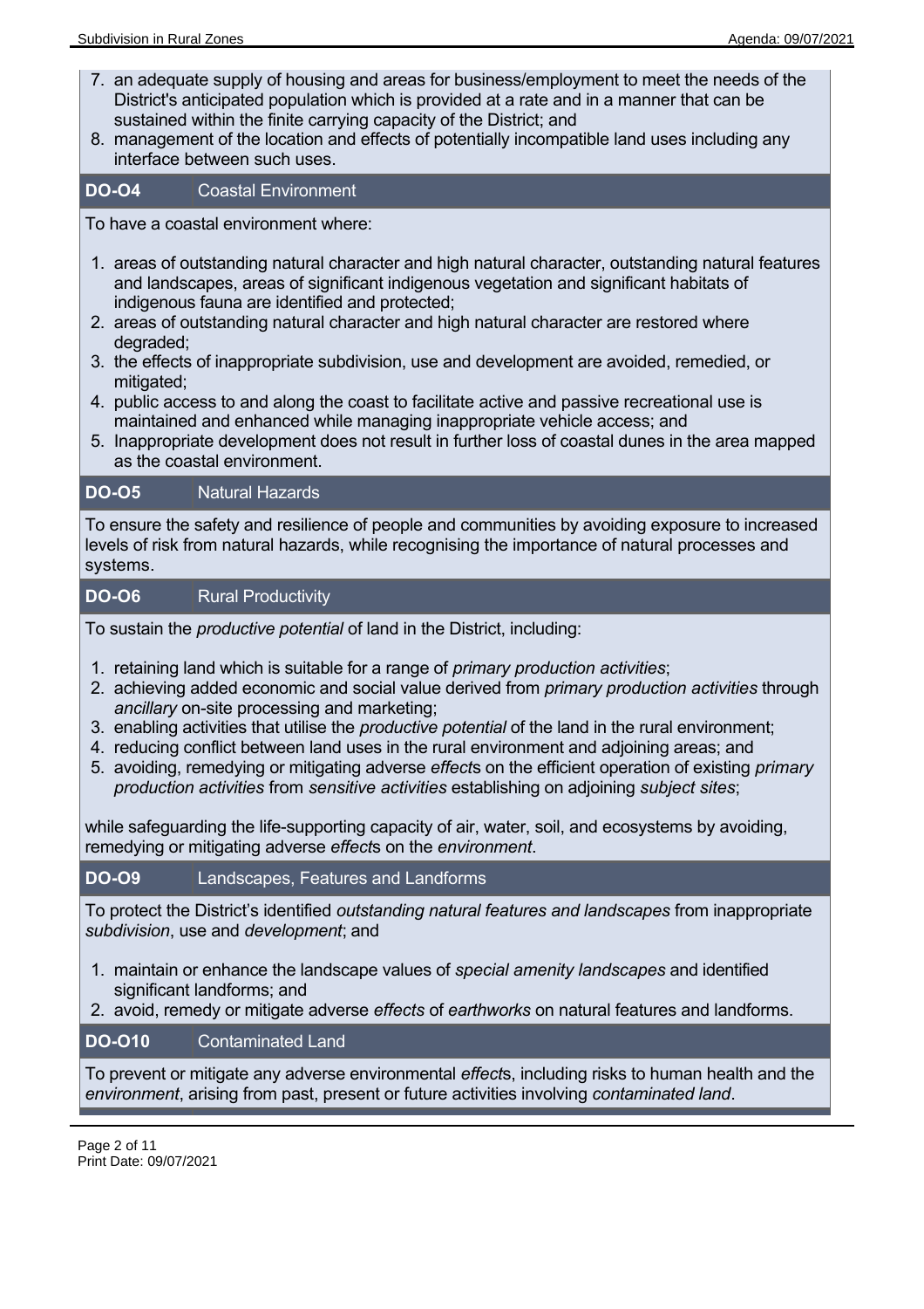7. an adequate supply of housing and areas for business/employment to meet the needs of the District's anticipated population which is provided at a rate and in a manner that can be sustained within the finite carrying capacity of the District; and
8. management of the location and effects of potentially incompatible land uses including any interface between such uses.

**DO-O4** Coastal Environment

To have a coastal environment where:

1. areas of outstanding natural character and high natural character, outstanding natural features and landscapes, areas of significant indigenous vegetation and significant habitats of indigenous fauna are identified and protected;
2. areas of outstanding natural character and high natural character are restored where degraded;
3. the effects of inappropriate subdivision, use and development are avoided, remedied, or mitigated;
4. public access to and along the coast to facilitate active and passive recreational use is maintained and enhanced while managing inappropriate vehicle access; and
5. Inappropriate development does not result in further loss of coastal dunes in the area mapped as the coastal environment.

**DO-O5** Natural Hazards

To ensure the safety and resilience of people and communities by avoiding exposure to increased levels of risk from natural hazards, while recognising the importance of natural processes and systems.

**DO-O6** Rural Productivity

To sustain the *productive potential* of land in the District, including:

1. retaining land which is suitable for a range of *primary production activities*;
2. achieving added economic and social value derived from *primary production activities* through *ancillary* on-site processing and marketing;
3. enabling activities that utilise the *productive potential* of the land in the rural environment;
4. reducing conflict between land uses in the rural environment and adjoining areas; and
5. avoiding, remedying or mitigating adverse *effect*s on the efficient operation of existing *primary production activities* from *sensitive activities* establishing on adjoining *subject sites*;

while safeguarding the life-supporting capacity of air, water, soil, and ecosystems by avoiding, remedying or mitigating adverse *effect*s on the *environment*.

**DO-O9** Landscapes, Features and Landforms

To protect the District's identified *outstanding natural features and landscapes* from inappropriate *subdivision*, use and *development*; and

1. maintain or enhance the landscape values of *special amenity landscapes* and identified significant landforms; and
2. avoid, remedy or mitigate adverse *effects* of *earthworks* on natural features and landforms.

**DO-O10** Contaminated Land

To prevent or mitigate any adverse environmental *effect*s, including risks to human health and the *environment*, arising from past, present or future activities involving *contaminated land*.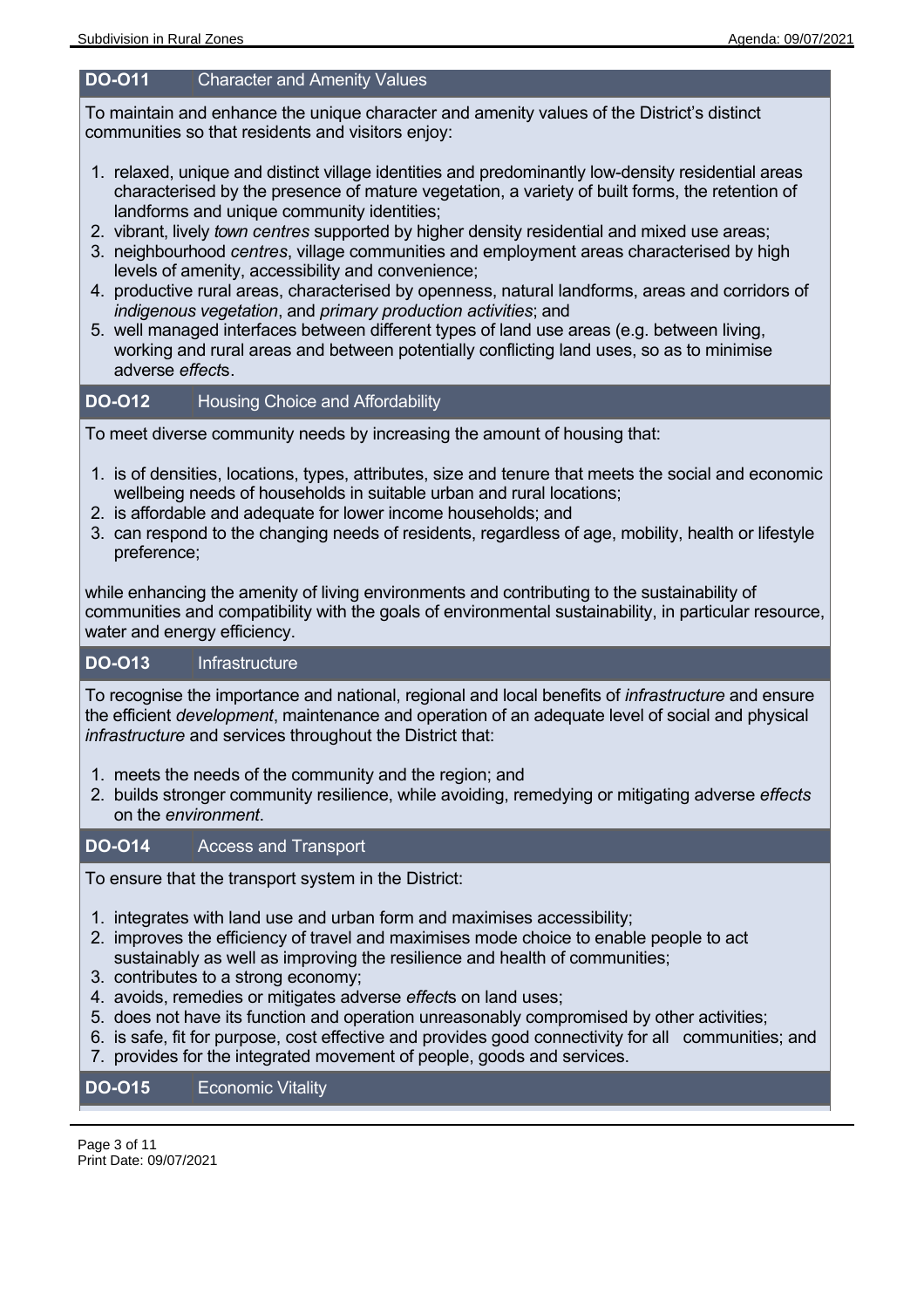## DO-O11 Character and Amenity Values

To maintain and enhance the unique character and amenity values of the District's distinct communities so that residents and visitors enjoy:

1. relaxed, unique and distinct village identities and predominantly low-density residential areas characterised by the presence of mature vegetation, a variety of built forms, the retention of landforms and unique community identities;
2. vibrant, lively *town centres* supported by higher density residential and mixed use areas;
3. neighbourhood *centres*, village communities and employment areas characterised by high levels of amenity, accessibility and convenience;
4. productive rural areas, characterised by openness, natural landforms, areas and corridors of *indigenous vegetation*, and *primary production activities*; and
5. well managed interfaces between different types of land use areas (e.g. between living, working and rural areas and between potentially conflicting land uses, so as to minimise adverse *effect*s.

## DO-O12 Housing Choice and Affordability

To meet diverse community needs by increasing the amount of housing that:

1. is of densities, locations, types, attributes, size and tenure that meets the social and economic wellbeing needs of households in suitable urban and rural locations;
2. is affordable and adequate for lower income households; and
3. can respond to the changing needs of residents, regardless of age, mobility, health or lifestyle preference;

while enhancing the amenity of living environments and contributing to the sustainability of communities and compatibility with the goals of environmental sustainability, in particular resource, water and energy efficiency.

## DO-O13 Infrastructure

To recognise the importance and national, regional and local benefits of *infrastructure* and ensure the efficient *development*, maintenance and operation of an adequate level of social and physical *infrastructure* and services throughout the District that:

1. meets the needs of the community and the region; and
2. builds stronger community resilience, while avoiding, remedying or mitigating adverse *effects* on the *environment*.

## DO-O14 Access and Transport

To ensure that the transport system in the District:

1. integrates with land use and urban form and maximises accessibility;
2. improves the efficiency of travel and maximises mode choice to enable people to act sustainably as well as improving the resilience and health of communities;
3. contributes to a strong economy;
4. avoids, remedies or mitigates adverse *effect*s on land uses;
5. does not have its function and operation unreasonably compromised by other activities;
6. is safe, fit for purpose, cost effective and provides good connectivity for all communities; and
7. provides for the integrated movement of people, goods and services.

## DO-O15 Economic Vitality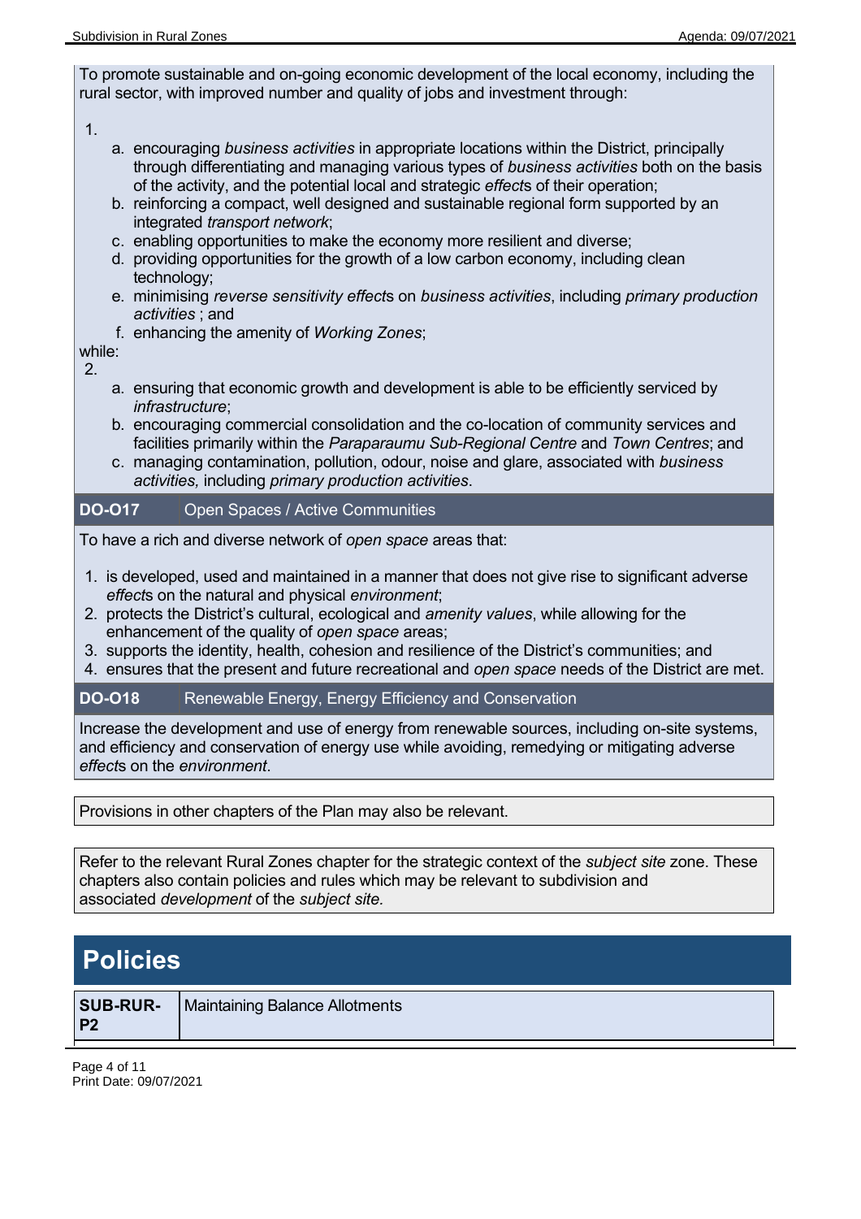To promote sustainable and on-going economic development of the local economy, including the rural sector, with improved number and quality of jobs and investment through:

1.
    a. encouraging *business activities* in appropriate locations within the District, principally through differentiating and managing various types of *business activities* both on the basis of the activity, and the potential local and strategic *effect*s of their operation;
    b. reinforcing a compact, well designed and sustainable regional form supported by an integrated *transport network*;
    c. enabling opportunities to make the economy more resilient and diverse;
    d. providing opportunities for the growth of a low carbon economy, including clean technology;
    e. minimising *reverse sensitivity effect*s on *business activities*, including *primary production activities* ; and
    f. enhancing the amenity of *Working Zones*;

while:

2.
    a. ensuring that economic growth and development is able to be efficiently serviced by *infrastructure*;
    b. encouraging commercial consolidation and the co-location of community services and facilities primarily within the *Paraparaumu Sub-Regional Centre* and *Town Centres*; and
    c. managing contamination, pollution, odour, noise and glare, associated with *business activities,* including *primary production activities*.

| **DO-O17** | Open Spaces / Active Communities |
|---|---|

To have a rich and diverse network of *open space* areas that:

1. is developed, used and maintained in a manner that does not give rise to significant adverse *effect*s on the natural and physical *environment*;
2. protects the District's cultural, ecological and *amenity values*, while allowing for the enhancement of the quality of *open space* areas;
3. supports the identity, health, cohesion and resilience of the District's communities; and
4. ensures that the present and future recreational and *open space* needs of the District are met.

| **DO-O18** | Renewable Energy, Energy Efficiency and Conservation |
|---|---|

Increase the development and use of energy from renewable sources, including on-site systems, and efficiency and conservation of energy use while avoiding, remedying or mitigating adverse *effect*s on the *environment*.

Provisions in other chapters of the Plan may also be relevant.

Refer to the relevant Rural Zones chapter for the strategic context of the *subject site* zone. These chapters also contain policies and rules which may be relevant to subdivision and associated *development* of the *subject site.*

# Policies

| **SUB-RUR-P2** | Maintaining Balance Allotments |
|---|---|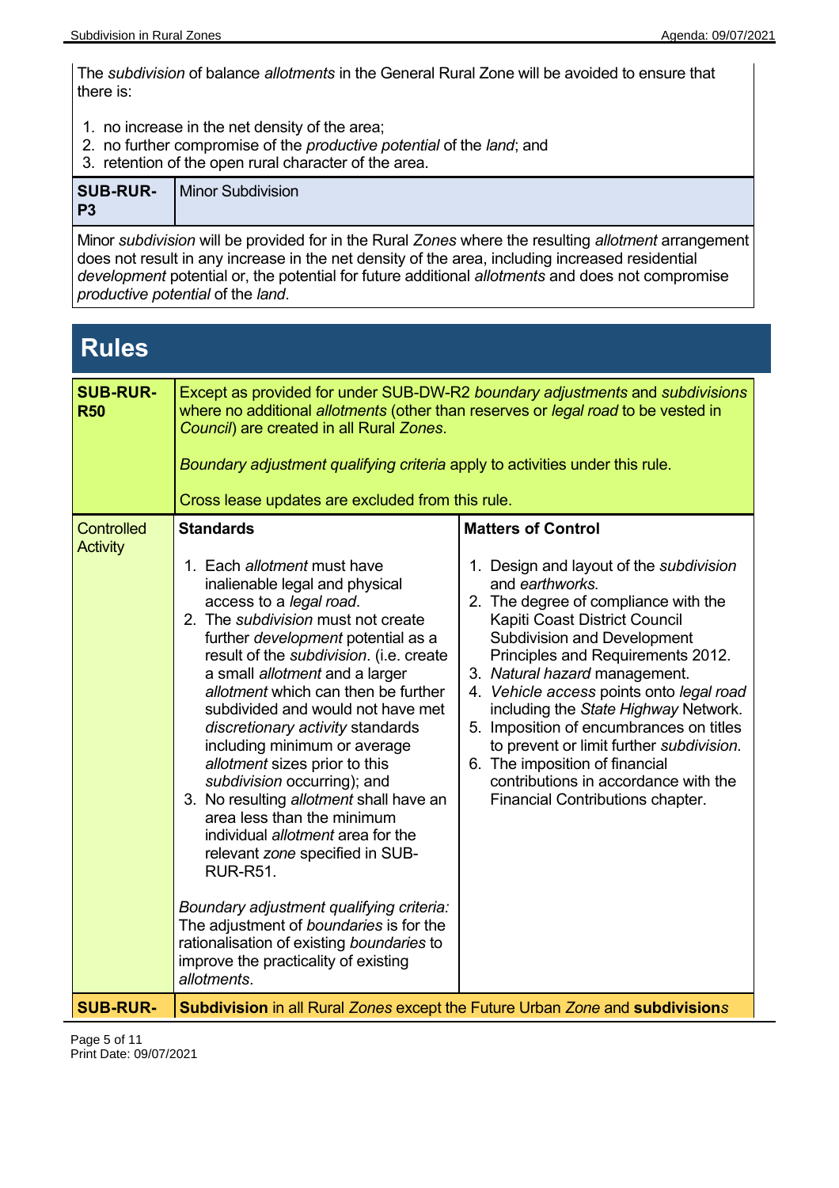The *subdivision* of balance *allotments* in the General Rural Zone will be avoided to ensure that there is:

1. no increase in the net density of the area;
2. no further compromise of the *productive potential* of the *land*; and
3. retention of the open rural character of the area.

| SUB-RUR-P3 | Minor Subdivision |
|---|---|
| Minor *subdivision* will be provided for in the Rural *Zones* where the resulting *allotment* arrangement does not result in any increase in the net density of the area, including increased residential *development* potential or, the potential for future additional *allotments* and does not compromise *productive potential* of the *land*. | |

# Rules

| **SUB-RUR-R50** | Except as provided for under SUB-DW-R2 *boundary adjustments* and *subdivisions* where no additional *allotments* (other than reserves or *legal road* to be vested in *Council*) are created in all Rural *Zones*.<br><br>*Boundary adjustment qualifying criteria* apply to activities under this rule.<br><br>Cross lease updates are excluded from this rule. | |
|---|---|---|
| Controlled Activity | **Standards**<br><br>1. Each *allotment* must have inalienable legal and physical access to a *legal road*.<br>2. The *subdivision* must not create further *development* potential as a result of the *subdivision*. (i.e. create a small *allotment* and a larger *allotment* which can then be further subdivided and would not have met *discretionary activity* standards including minimum or average *allotment* sizes prior to this *subdivision* occurring); and<br>3. No resulting *allotment* shall have an area less than the minimum individual *allotment* area for the relevant *zone* specified in SUB-RUR-R51.<br><br>*Boundary adjustment qualifying criteria:* The adjustment of *boundaries* is for the rationalisation of existing *boundaries* to improve the practicality of existing *allotments*. | **Matters of Control**<br><br>1. Design and layout of the *subdivision* and *earthworks.*<br>2. The degree of compliance with the Kapiti Coast District Council Subdivision and Development Principles and Requirements 2012.<br>3. *Natural hazard* management.<br>4. *Vehicle access* points onto *legal road* including the *State Highway* Network.<br>5. Imposition of encumbrances on titles to prevent or limit further *subdivision*.<br>6. The imposition of financial contributions in accordance with the Financial Contributions chapter. |
| **SUB-RUR-** | **Subdivision** in all Rural *Zones* except the Future Urban *Zone* and **subdivision**s | |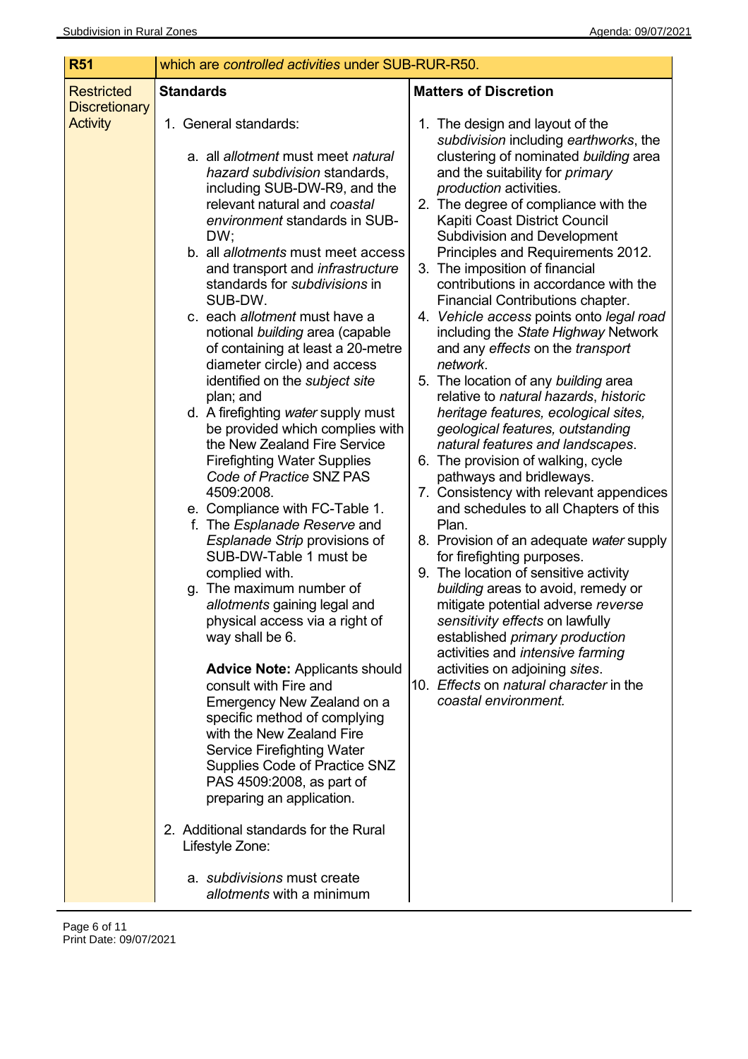| R51 | which are *controlled activities* under SUB-RUR-R50. | |
|---|---|---|
| Restricted Discretionary Activity | **Standards**<br><br>1. General standards:<br><br>a. all *allotment* must meet *natural hazard subdivision* standards, including SUB-DW-R9, and the relevant natural and *coastal environment* standards in SUB-DW;<br>b. all *allotments* must meet access and transport and *infrastructure* standards for *subdivisions* in SUB-DW.<br>c. each *allotment* must have a notional *building* area (capable of containing at least a 20-metre diameter circle) and access identified on the *subject site* plan; and<br>d. A firefighting *water* supply must be provided which complies with the New Zealand Fire Service Firefighting Water Supplies *Code of Practice* SNZ PAS 4509:2008.<br>e. Compliance with FC-Table 1.<br>f. The *Esplanade Reserve* and *Esplanade Strip* provisions of SUB-DW-Table 1 must be complied with.<br>g. The maximum number of *allotments* gaining legal and physical access via a right of way shall be 6.<br><br>**Advice Note:** Applicants should consult with Fire and Emergency New Zealand on a specific method of complying with the New Zealand Fire Service Firefighting Water Supplies Code of Practice SNZ PAS 4509:2008, as part of preparing an application.<br><br>2. Additional standards for the Rural Lifestyle Zone:<br><br>a. *subdivisions* must create *allotments* with a minimum | **Matters of Discretion**<br><br>1. The design and layout of the *subdivision* including *earthworks*, the clustering of nominated *building* area and the suitability for *primary production* activities.<br>2. The degree of compliance with the Kapiti Coast District Council Subdivision and Development Principles and Requirements 2012.<br>3. The imposition of financial contributions in accordance with the Financial Contributions chapter.<br>4. *Vehicle access* points onto *legal road* including the *State Highway* Network and any *effects* on the *transport network*.<br>5. The location of any *building* area relative to *natural hazards*, *historic heritage features, ecological sites, geological features, outstanding natural features and landscapes*.<br>6. The provision of walking, cycle pathways and bridleways.<br>7. Consistency with relevant appendices and schedules to all Chapters of this Plan.<br>8. Provision of an adequate *water* supply for firefighting purposes.<br>9. The location of sensitive activity *building* areas to avoid, remedy or mitigate potential adverse *reverse sensitivity effects* on lawfully established *primary production* activities and *intensive farming* activities on adjoining *sites*.<br>10. *Effects* on *natural character* in the *coastal environment.* |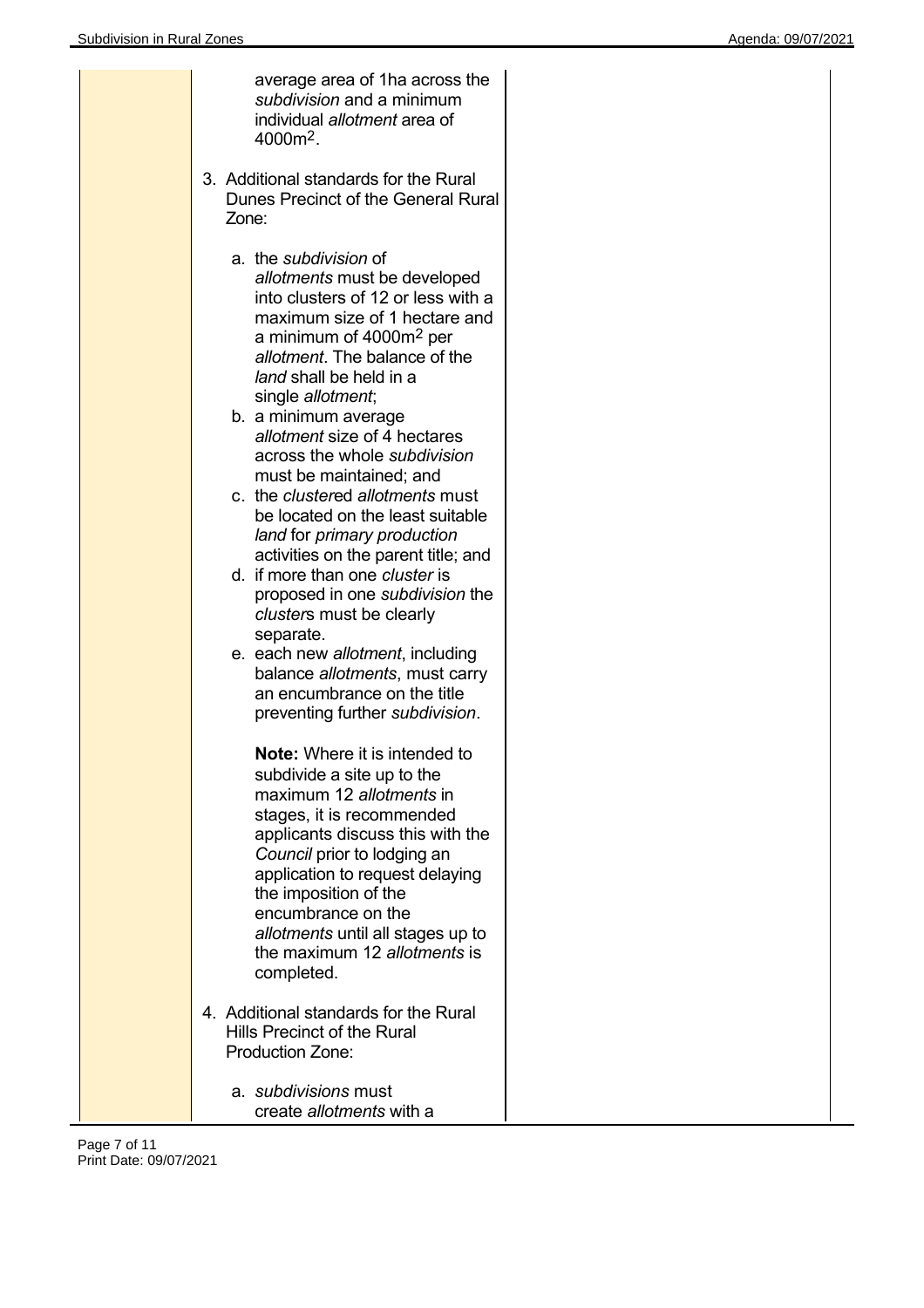average area of 1ha across the *subdivision* and a minimum individual *allotment* area of 4000m$^2$.

3. Additional standards for the Rural Dunes Precinct of the General Rural Zone:

   a. the *subdivision* of *allotments* must be developed into clusters of 12 or less with a maximum size of 1 hectare and a minimum of 4000m$^2$ per *allotment*. The balance of the *land* shall be held in a single *allotment*;
   b. a minimum average *allotment* size of 4 hectares across the whole *subdivision* must be maintained; and
   c. the *cluster*ed *allotments* must be located on the least suitable *land* for *primary production* activities on the parent title; and
   d. if more than one *cluster* is proposed in one *subdivision* the *cluster*s must be clearly separate.
   e. each new *allotment*, including balance *allotments*, must carry an encumbrance on the title preventing further *subdivision*.

      **Note:** Where it is intended to subdivide a site up to the maximum 12 *allotments* in stages, it is recommended applicants discuss this with the *Council* prior to lodging an application to request delaying the imposition of the encumbrance on the *allotments* until all stages up to the maximum 12 *allotments* is completed.

4. Additional standards for the Rural Hills Precinct of the Rural Production Zone:

   a. *subdivisions* must create *allotments* with a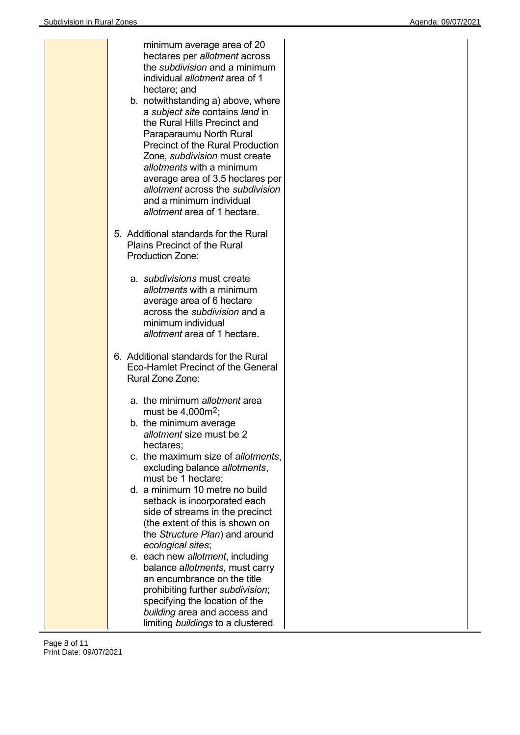minimum average area of 20 hectares per *allotment* across the *subdivision* and a minimum individual *allotment* area of 1 hectare; and

b. notwithstanding a) above, where a *subject site* contains *land* in the Rural Hills Precinct and Paraparaumu North Rural Precinct of the Rural Production Zone, *subdivision* must create *allotments* with a minimum average area of 3.5 hectares per *allotment* across the *subdivision* and a minimum individual *allotment* area of 1 hectare.

5. Additional standards for the Rural Plains Precinct of the Rural Production Zone:

   a. *subdivisions* must create *allotments* with a minimum average area of 6 hectare across the *subdivision* and a minimum individual *allotment* area of 1 hectare.

6. Additional standards for the Rural Eco-Hamlet Precinct of the General Rural Zone Zone:

   a. the minimum *allotment* area must be 4,000m$^2$;
   b. the minimum average *allotment* size must be 2 hectares;
   c. the maximum size of *allotments*, excluding balance *allotments*, must be 1 hectare;
   d. a minimum 10 metre no build setback is incorporated each side of streams in the precinct (the extent of this is shown on the *Structure Plan*) and around *ecological sites*;
   e. each new *allotment*, including balance a*llotments*, must carry an encumbrance on the title prohibiting further *subdivision*; specifying the location of the *building* area and access and limiting *buildings* to a clustered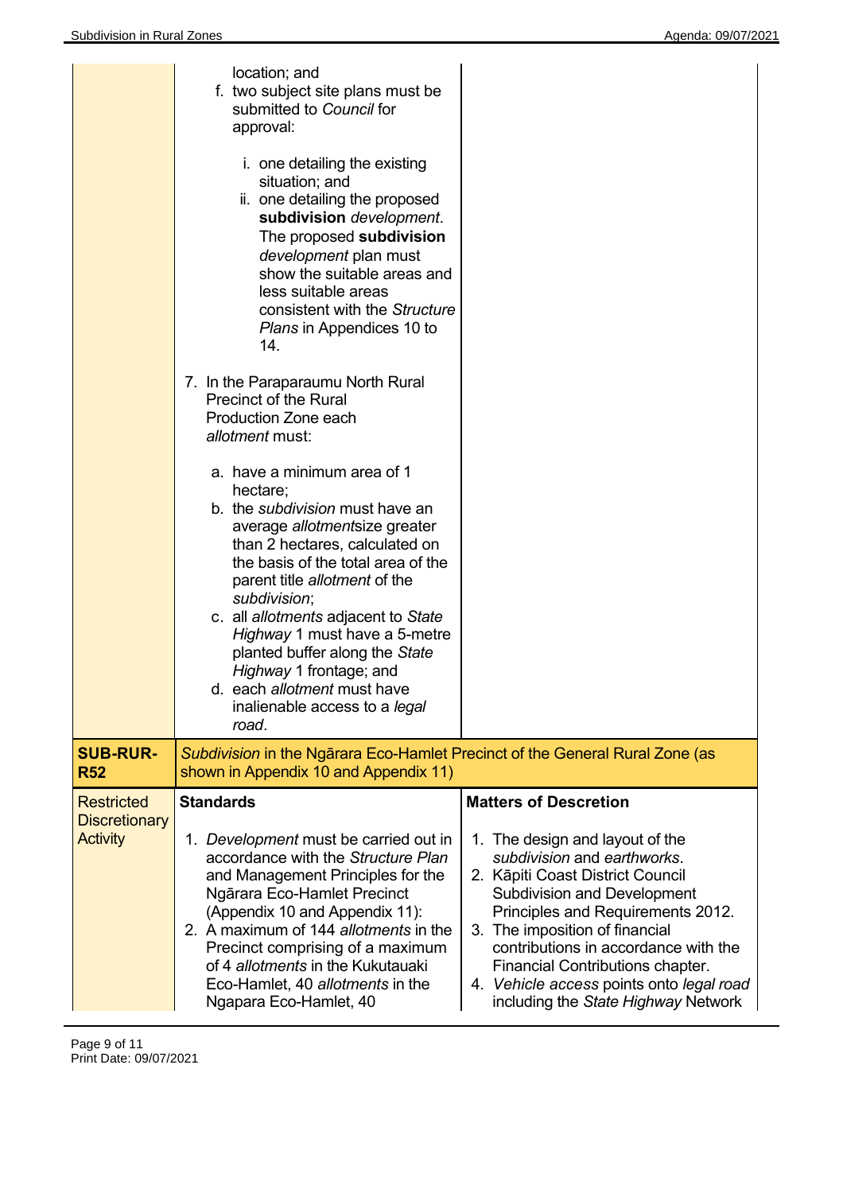| | | |
|---|---|---|
| | location; and<br>f. two subject site plans must be submitted to *Council* for approval:<br><br>i. one detailing the existing situation; and<br>ii. one detailing the proposed **subdivision** *development*. The proposed **subdivision** *development* plan must show the suitable areas and less suitable areas consistent with the *Structure Plans* in Appendices 10 to 14.<br><br>7. In the Paraparaumu North Rural Precinct of the Rural Production Zone each *allotment* must:<br><br>a. have a minimum area of 1 hectare;<br>b. the *subdivision* must have an average *allotment*size greater than 2 hectares, calculated on the basis of the total area of the parent title *allotment* of the *subdivision*;<br>c. all *allotments* adjacent to *State Highway* 1 must have a 5-metre planted buffer along the *State Highway* 1 frontage; and<br>d. each *allotment* must have inalienable access to a *legal road*. | |
| **SUB-RUR-R52** | *Subdivision* in the Ngārara Eco-Hamlet Precinct of the General Rural Zone (as shown in Appendix 10 and Appendix 11) | |
| Restricted Discretionary Activity | **Standards**<br><br>1. *Development* must be carried out in accordance with the *Structure Plan* and Management Principles for the Ngārara Eco-Hamlet Precinct (Appendix 10 and Appendix 11):<br>2. A maximum of 144 *allotments* in the Precinct comprising of a maximum of 4 *allotments* in the Kukutauaki Eco-Hamlet, 40 *allotments* in the Ngapara Eco-Hamlet, 40 | **Matters of Descretion**<br><br>1. The design and layout of the *subdivision* and *earthworks*.<br>2. Kāpiti Coast District Council Subdivision and Development Principles and Requirements 2012.<br>3. The imposition of financial contributions in accordance with the Financial Contributions chapter.<br>4. *Vehicle access* points onto *legal road* including the *State Highway* Network |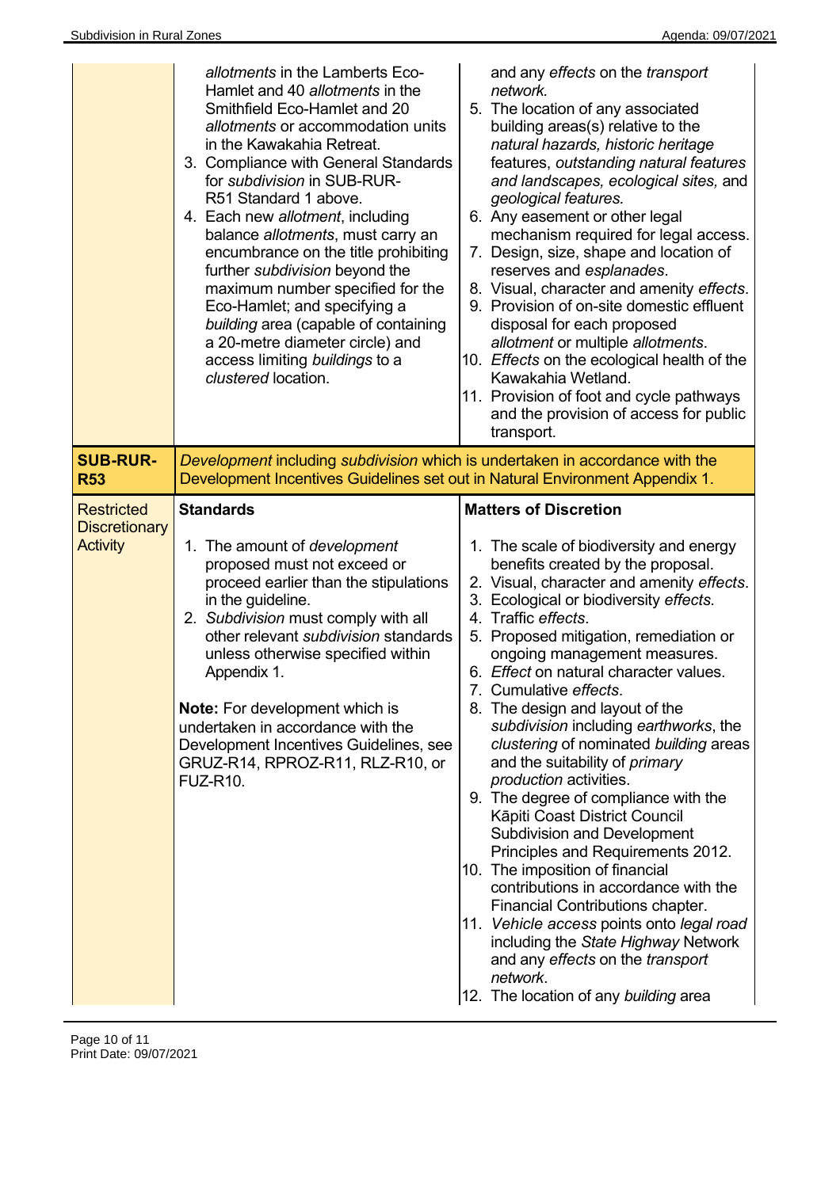| | | |
|---|---|---|
| | *allotments* in the Lamberts Eco-Hamlet and 40 *allotments* in the Smithfield Eco-Hamlet and 20 *allotments* or accommodation units in the Kawakahia Retreat.<br>3. Compliance with General Standards for *subdivision* in SUB-RUR-R51 Standard 1 above.<br>4. Each new *allotment*, including balance *allotments*, must carry an encumbrance on the title prohibiting further *subdivision* beyond the maximum number specified for the Eco-Hamlet; and specifying a *building* area (capable of containing a 20-metre diameter circle) and access limiting *buildings* to a *clustered* location. | and any *effects* on the *transport network.*<br>5. The location of any associated building areas(s) relative to the *natural hazards, historic heritage* features, *outstanding natural features and landscapes, ecological sites,* and *geological features.*<br>6. Any easement or other legal mechanism required for legal access.<br>7. Design, size, shape and location of reserves and *esplanades*.<br>8. Visual, character and amenity *effects*.<br>9. Provision of on-site domestic effluent disposal for each proposed *allotment* or multiple *allotments*.<br>10. *Effects* on the ecological health of the Kawakahia Wetland.<br>11. Provision of foot and cycle pathways and the provision of access for public transport. |
| **SUB-RUR-R53** | *Development* including *subdivision* which is undertaken in accordance with the Development Incentives Guidelines set out in Natural Environment Appendix 1. | |
| Restricted Discretionary Activity | **Standards**<br><br>1. The amount of *development* proposed must not exceed or proceed earlier than the stipulations in the guideline.<br>2. *Subdivision* must comply with all other relevant *subdivision* standards unless otherwise specified within Appendix 1.<br><br>**Note:** For development which is undertaken in accordance with the Development Incentives Guidelines, see GRUZ-R14, RPROZ-R11, RLZ-R10, or FUZ-R10. | **Matters of Discretion**<br><br>1. The scale of biodiversity and energy benefits created by the proposal.<br>2. Visual, character and amenity *effects*.<br>3. Ecological or biodiversity *effects*.<br>4. Traffic *effects*.<br>5. Proposed mitigation, remediation or ongoing management measures.<br>6. *Effect* on natural character values.<br>7. Cumulative *effects*.<br>8. The design and layout of the *subdivision* including *earthworks*, the *clustering* of nominated *building* areas and the suitability of *primary production* activities.<br>9. The degree of compliance with the Kāpiti Coast District Council Subdivision and Development Principles and Requirements 2012.<br>10. The imposition of financial contributions in accordance with the Financial Contributions chapter.<br>11. *Vehicle access* points onto *legal road* including the *State Highway* Network and any *effects* on the *transport network*.<br>12. The location of any *building* area |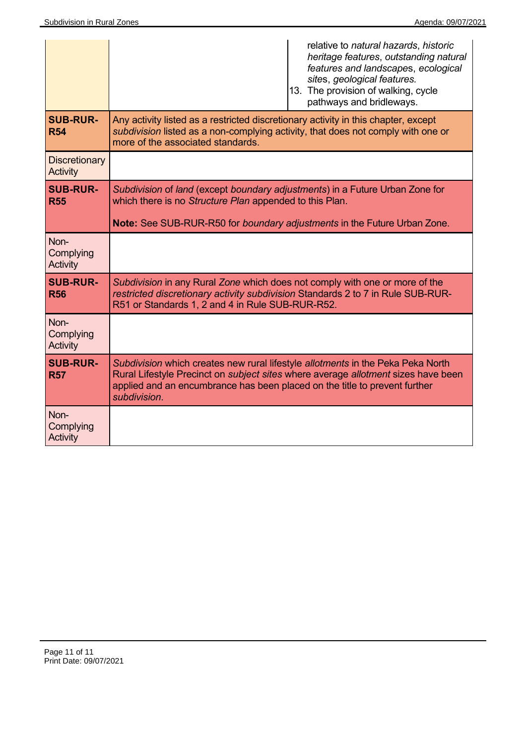| | | |
|---|---|---|
| | | relative to *natural hazards*, *historic heritage features*, *outstanding natural features and landscapes*, *ecological sites*, *geological features.*<br>13. The provision of walking, cycle pathways and bridleways. |
| **SUB-RUR-R54** | Any activity listed as a restricted discretionary activity in this chapter, except *subdivision* listed as a non-complying activity, that does not comply with one or more of the associated standards. | |
| Discretionary Activity | | |
| **SUB-RUR-R55** | *Subdivision* of *land* (except *boundary adjustments*) in a Future Urban Zone for which there is no *Structure Plan* appended to this Plan.<br><br>**Note:** See SUB-RUR-R50 for *boundary adjustments* in the Future Urban Zone. | |
| Non-Complying Activity | | |
| **SUB-RUR-R56** | *Subdivision* in any Rural *Zone* which does not comply with one or more of the *restricted discretionary activity subdivision* Standards 2 to 7 in Rule SUB-RUR-R51 or Standards 1, 2 and 4 in Rule SUB-RUR-R52. | |
| Non-Complying Activity | | |
| **SUB-RUR-R57** | *Subdivision* which creates new rural lifestyle *allotments* in the Peka Peka North Rural Lifestyle Precinct on *subject sites* where average *allotment* sizes have been applied and an encumbrance has been placed on the title to prevent further *subdivision*. | |
| Non-Complying Activity | | |